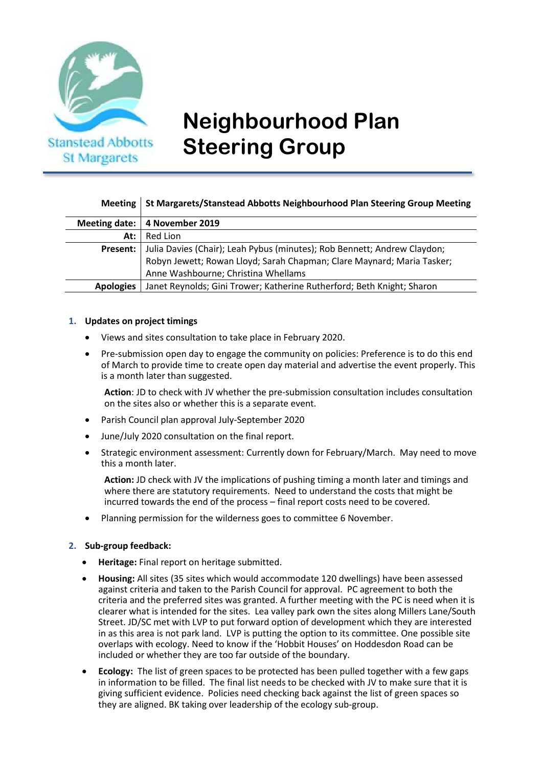Stanstead Abbotts
St Margarets

# Neighbourhood Plan Steering Group

| Meeting | St Margarets/Stanstead Abbotts Neighbourhood Plan Steering Group Meeting |
|---|---|
| Meeting date: | 4 November 2019 |
| At: | Red Lion |
| Present: | Julia Davies (Chair); Leah Pybus (minutes); Rob Bennett; Andrew Claydon; Robyn Jewett; Rowan Lloyd; Sarah Chapman; Clare Maynard; Maria Tasker; Anne Washbourne; Christina Whellams |
| Apologies | Janet Reynolds; Gini Trower; Katherine Rutherford; Beth Knight; Sharon |

1. **Updates on project timings**
   - Views and sites consultation to take place in February 2020.
   - Pre-submission open day to engage the community on policies: Preference is to do this end of March to provide time to create open day material and advertise the event properly. This is a month later than suggested.

     **Action**: JD to check with JV whether the pre-submission consultation includes consultation on the sites also or whether this is a separate event.
   - Parish Council plan approval July-September 2020
   - June/July 2020 consultation on the final report.
   - Strategic environment assessment: Currently down for February/March. May need to move this a month later.

     **Action:** JD check with JV the implications of pushing timing a month later and timings and where there are statutory requirements. Need to understand the costs that might be incurred towards the end of the process – final report costs need to be covered.
   - Planning permission for the wilderness goes to committee 6 November.

2. **Sub-group feedback:**
   - **Heritage:** Final report on heritage submitted.
   - **Housing:** All sites (35 sites which would accommodate 120 dwellings) have been assessed against criteria and taken to the Parish Council for approval. PC agreement to both the criteria and the preferred sites was granted. A further meeting with the PC is need when it is clearer what is intended for the sites. Lea valley park own the sites along Millers Lane/South Street. JD/SC met with LVP to put forward option of development which they are interested in as this area is not park land. LVP is putting the option to its committee. One possible site overlaps with ecology. Need to know if the 'Hobbit Houses' on Hoddesdon Road can be included or whether they are too far outside of the boundary.
   - **Ecology:** The list of green spaces to be protected has been pulled together with a few gaps in information to be filled. The final list needs to be checked with JV to make sure that it is giving sufficient evidence. Policies need checking back against the list of green spaces so they are aligned. BK taking over leadership of the ecology sub-group.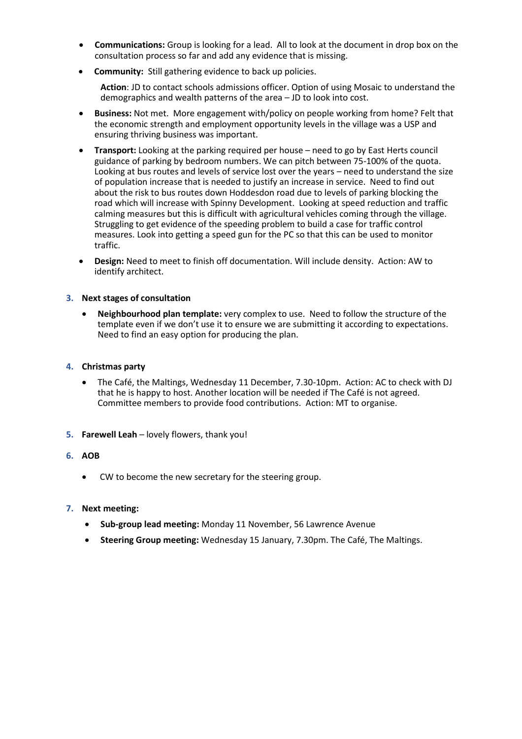- **Communications:** Group is looking for a lead. All to look at the document in drop box on the consultation process so far and add any evidence that is missing.
- **Community:** Still gathering evidence to back up policies.

  **Action**: JD to contact schools admissions officer. Option of using Mosaic to understand the demographics and wealth patterns of the area – JD to look into cost.
- **Business:** Not met. More engagement with/policy on people working from home? Felt that the economic strength and employment opportunity levels in the village was a USP and ensuring thriving business was important.
- **Transport:** Looking at the parking required per house – need to go by East Herts council guidance of parking by bedroom numbers. We can pitch between 75-100% of the quota. Looking at bus routes and levels of service lost over the years – need to understand the size of population increase that is needed to justify an increase in service. Need to find out about the risk to bus routes down Hoddesdon road due to levels of parking blocking the road which will increase with Spinny Development. Looking at speed reduction and traffic calming measures but this is difficult with agricultural vehicles coming through the village. Struggling to get evidence of the speeding problem to build a case for traffic control measures. Look into getting a speed gun for the PC so that this can be used to monitor traffic.
- **Design:** Need to meet to finish off documentation. Will include density. Action: AW to identify architect.

3. **Next stages of consultation**

   - **Neighbourhood plan template:** very complex to use. Need to follow the structure of the template even if we don't use it to ensure we are submitting it according to expectations. Need to find an easy option for producing the plan.

4. **Christmas party**

   - The Café, the Maltings, Wednesday 11 December, 7.30-10pm. Action: AC to check with DJ that he is happy to host. Another location will be needed if The Café is not agreed. Committee members to provide food contributions. Action: MT to organise.

5. **Farewell Leah** – lovely flowers, thank you!

6. **AOB**

   - CW to become the new secretary for the steering group.

7. **Next meeting:**

   - **Sub-group lead meeting:** Monday 11 November, 56 Lawrence Avenue
   - **Steering Group meeting:** Wednesday 15 January, 7.30pm. The Café, The Maltings.